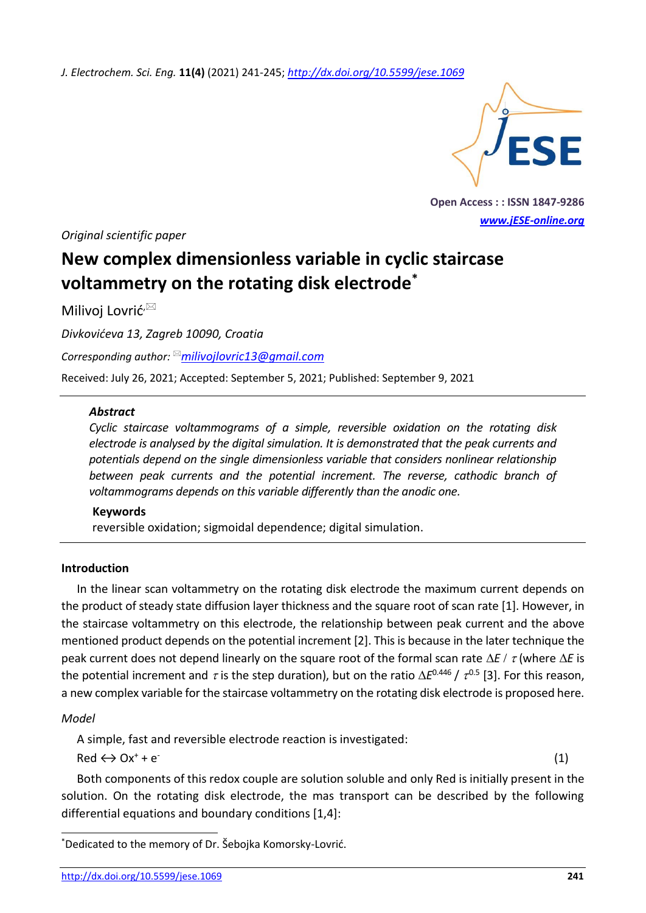Original scientific paper

# New complex dimensionless variable in cyclic staircase voltammetry on the rotating disk electrode*

Milivoj Lovrić

*Divkovićeva 13, Zagreb 10090, Croatia*

*Corresponding author:* milivojlovric13@gmail.com

Received: July 26, 2021; Accepted: September 5, 2021; Published: September 9, 2021

### *Abstract*

*Cyclic staircase voltammograms of a simple, reversible oxidation on the rotating disk electrode is analysed by the digital simulation. It is demonstrated that the peak currents and potentials depend on the single dimensionless variable that considers nonlinear relationship between peak currents and the potential increment. The reverse, cathodic branch of voltammograms depends on this variable differently than the anodic one.*

### Keywords

reversible oxidation; sigmoidal dependence; digital simulation.

## Introduction

In the linear scan voltammetry on the rotating disk electrode the maximum current depends on the product of steady state diffusion layer thickness and the square root of scan rate [1]. However, in the staircase voltammetry on this electrode, the relationship between peak current and the above mentioned product depends on the potential increment [2]. This is because in the later technique the peak current does not depend linearly on the square root of the formal scan rate $\Delta E$ / $\tau$ (where $\Delta E$ is the potential increment and $\tau$ is the step duration), but on the ratio $\Delta E^{0.446}$ / $\tau^{0.5}$ [3]. For this reason, a new complex variable for the staircase voltammetry on the rotating disk electrode is proposed here.

### *Model*

A simple, fast and reversible electrode reaction is investigated:

Red ↔ $Ox^+ + e^-$ (1)

Both components of this redox couple are solution soluble and only Red is initially present in the solution. On the rotating disk electrode, the mas transport can be described by the following differential equations and boundary conditions [1,4]:

*Dedicated to the memory of Dr. Šebojka Komorsky-Lovrić.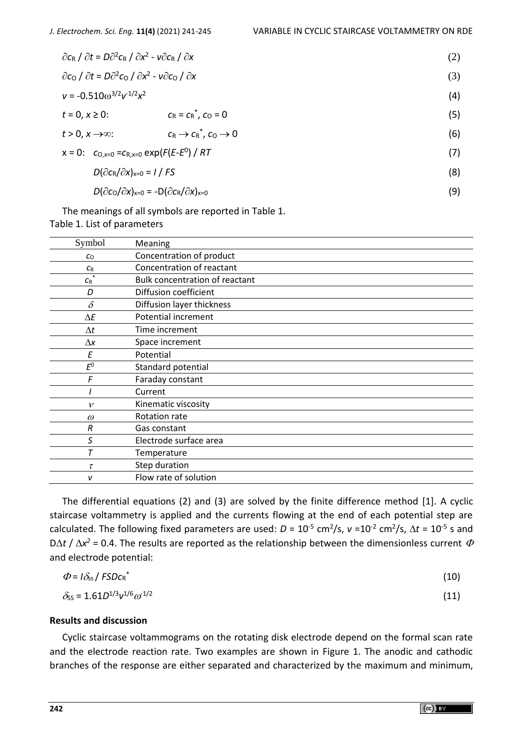$$\partial c_R / \partial t = D\partial^2 c_R / \partial x^2 - v\partial c_R / \partial x \tag{2}$$

$$\partial c_O / \partial t = D\partial^2 c_O / \partial x^2 - v\partial c_O / \partial x \tag{3}$$

$$v = -0.510\omega^{3/2}\nu^{-1/2}x^2 \tag{4}$$

$$t = 0,\ x \geq 0: \qquad c_R = c_R^*,\ c_O = 0 \tag{5}$$

$$t > 0,\ x \to \infty: \qquad c_R \to c_R^*,\ c_O \to 0 \tag{6}$$

$$x = 0: \quad c_{O,x=0} = c_{R,x=0} \exp(F(E-E^0) / RT \tag{7}$$

$$D(\partial c_R/\partial x)_{x=0} = I / FS \tag{8}$$

$$D(\partial c_O/\partial x)_{x=0} = -D(\partial c_R/\partial x)_{x=0} \tag{9}$$

The meanings of all symbols are reported in Table 1.

Table 1. List of parameters

| Symbol | Meaning |
|---|---|
| $c_O$ | Concentration of product |
| $c_R$ | Concentration of reactant |
| $c_R^*$ | Bulk concentration of reactant |
| $D$ | Diffusion coefficient |
| $\delta$ | Diffusion layer thickness |
| $\Delta E$ | Potential increment |
| $\Delta t$ | Time increment |
| $\Delta x$ | Space increment |
| $E$ | Potential |
| $E^0$ | Standard potential |
| $F$ | Faraday constant |
| $I$ | Current |
| $\nu$ | Kinematic viscosity |
| $\omega$ | Rotation rate |
| $R$ | Gas constant |
| $S$ | Electrode surface area |
| $T$ | Temperature |
| $\tau$ | Step duration |
| $v$ | Flow rate of solution |

The differential equations (2) and (3) are solved by the finite difference method [1]. A cyclic staircase voltammetry is applied and the currents flowing at the end of each potential step are calculated. The following fixed parameters are used: $D = 10^{-5}$ cm$^2$/s, $\nu = 10^{-2}$ cm$^2$/s, $\Delta t = 10^{-5}$ s and $D\Delta t / \Delta x^2 = 0.4$. The results are reported as the relationship between the dimensionless current $\Phi$ and electrode potential:

$$\Phi = I\delta_{ss} / FSDc_R^* \tag{10}$$

$$\delta_{SS} = 1.61D^{1/3}\nu^{1/6}\omega^{-1/2} \tag{11}$$

## Results and discussion

Cyclic staircase voltammograms on the rotating disk electrode depend on the formal scan rate and the electrode reaction rate. Two examples are shown in Figure 1. The anodic and cathodic branches of the response are either separated and characterized by the maximum and minimum,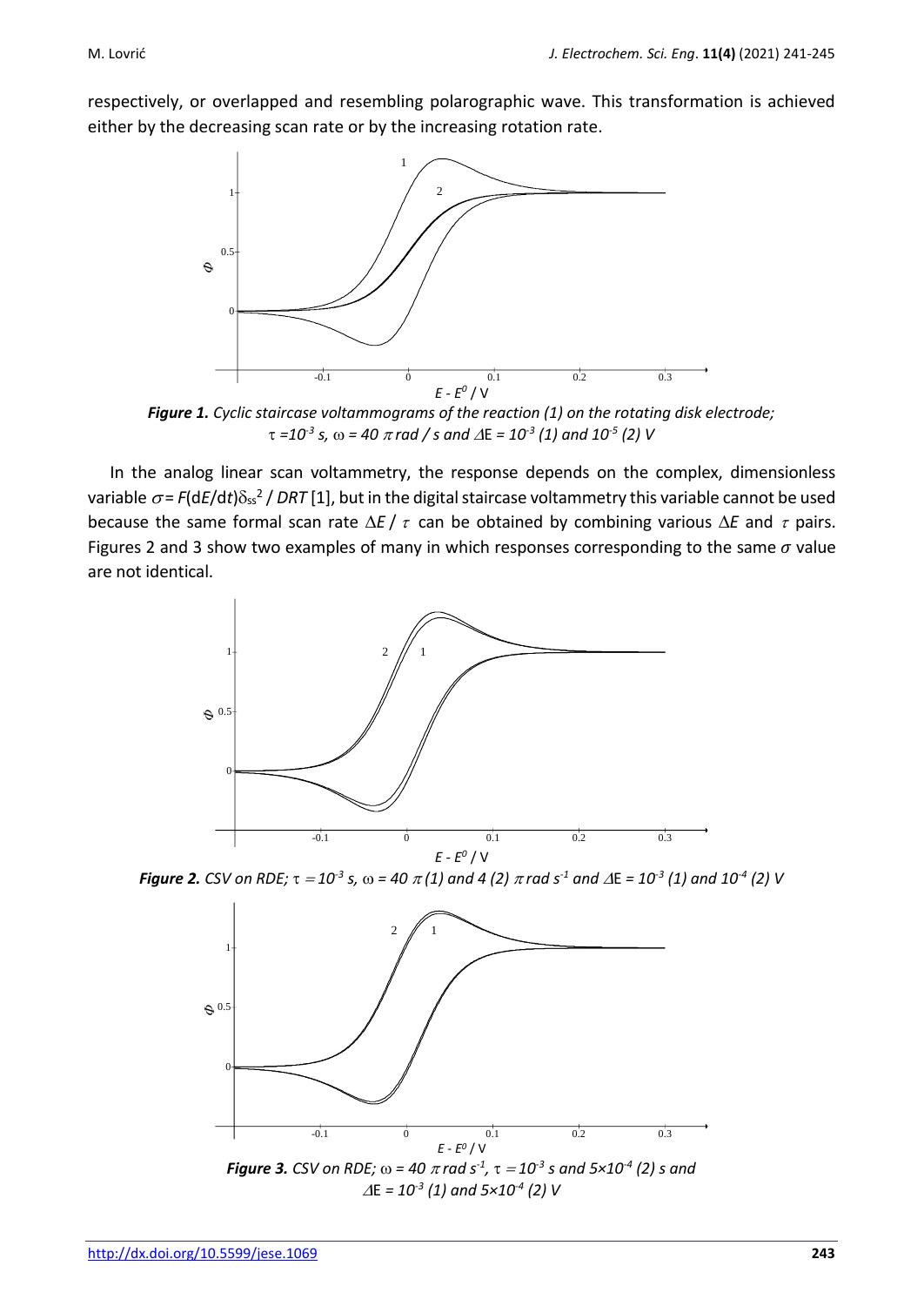respectively, or overlapped and resembling polarographic wave. This transformation is achieved either by the decreasing scan rate or by the increasing rotation rate.

**Figure 1.** *Cyclic staircase voltammograms of the reaction (1) on the rotating disk electrode; $\tau = 10^{-3}$ s, $\omega = 40\ \pi$ rad / s and $\Delta E = 10^{-3}$ (1) and $10^{-5}$ (2) V*

In the analog linear scan voltammetry, the response depends on the complex, dimensionless variable $\sigma = F(\mathrm{d}E/\mathrm{d}t)\delta_{ss}^2 / DRT$ [1], but in the digital staircase voltammetry this variable cannot be used because the same formal scan rate $\Delta E / \tau$ can be obtained by combining various $\Delta E$ and $\tau$ pairs. Figures 2 and 3 show two examples of many in which responses corresponding to the same $\sigma$ value are not identical.

**Figure 2.** *CSV on RDE; $\tau = 10^{-3}$ s, $\omega = 40\ \pi$ (1) and 4 (2) $\pi$ rad s$^{-1}$ and $\Delta E = 10^{-3}$ (1) and $10^{-4}$ (2) V*

**Figure 3.** *CSV on RDE; $\omega = 40\ \pi$ rad s$^{-1}$, $\tau = 10^{-3}$ s and $5\times10^{-4}$ (2) s and $\Delta E = 10^{-3}$ (1) and $5\times10^{-4}$ (2) V*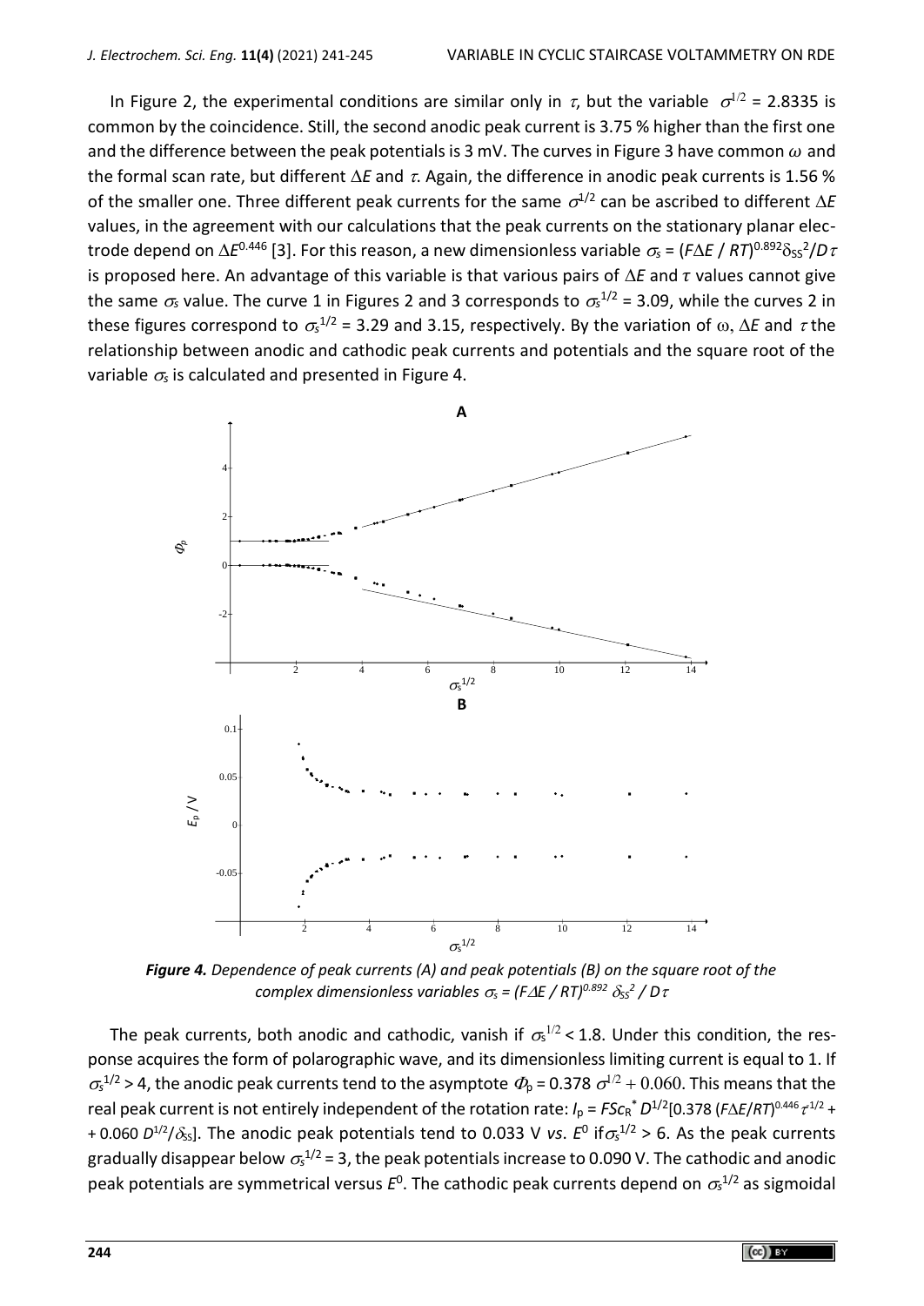In Figure 2, the experimental conditions are similar only in $\tau$, but the variable $\sigma^{1/2}$ = 2.8335 is common by the coincidence. Still, the second anodic peak current is 3.75 % higher than the first one and the difference between the peak potentials is 3 mV. The curves in Figure 3 have common $\omega$ and the formal scan rate, but different $\Delta E$ and $\tau$. Again, the difference in anodic peak currents is 1.56 % of the smaller one. Three different peak currents for the same $\sigma^{1/2}$ can be ascribed to different $\Delta E$ values, in the agreement with our calculations that the peak currents on the stationary planar electrode depend on $\Delta E^{0.446}$ [3]. For this reason, a new dimensionless variable $\sigma_s = (F\Delta E / RT)^{0.892}\delta_{SS}^2/D\tau$ is proposed here. An advantage of this variable is that various pairs of $\Delta E$ and $\tau$ values cannot give the same $\sigma_s$ value. The curve 1 in Figures 2 and 3 corresponds to $\sigma_s^{1/2}$ = 3.09, while the curves 2 in these figures correspond to $\sigma_s^{1/2}$ = 3.29 and 3.15, respectively. By the variation of $\omega$, $\Delta E$ and $\tau$ the relationship between anodic and cathodic peak currents and potentials and the square root of the variable $\sigma_s$ is calculated and presented in Figure 4.

***Figure 4.*** *Dependence of peak currents (A) and peak potentials (B) on the square root of the complex dimensionless variables* $\sigma_s = (F\Delta E / RT)^{0.892}\ \delta_{SS}^2 / D\tau$

The peak currents, both anodic and cathodic, vanish if $\sigma_s^{1/2} < 1.8$. Under this condition, the response acquires the form of polarographic wave, and its dimensionless limiting current is equal to 1. If $\sigma_s^{1/2} > 4$, the anodic peak currents tend to the asymptote $\Phi_p = 0.378\ \sigma^{1/2} + 0.060$. This means that the real peak current is not entirely independent of the rotation rate: $I_p = FSc_R^*\ D^{1/2}[0.378\ (F\Delta E/RT)^{0.446}\ \tau^{-1/2} + 0.060\ D^{1/2}/\delta_{SS}]$. The anodic peak potentials tend to 0.033 V *vs.* $E^0$ if $\sigma_s^{1/2} > 6$. As the peak currents gradually disappear below $\sigma_s^{1/2} = 3$, the peak potentials increase to 0.090 V. The cathodic and anodic peak potentials are symmetrical versus $E^0$. The cathodic peak currents depend on $\sigma_s^{1/2}$ as sigmoidal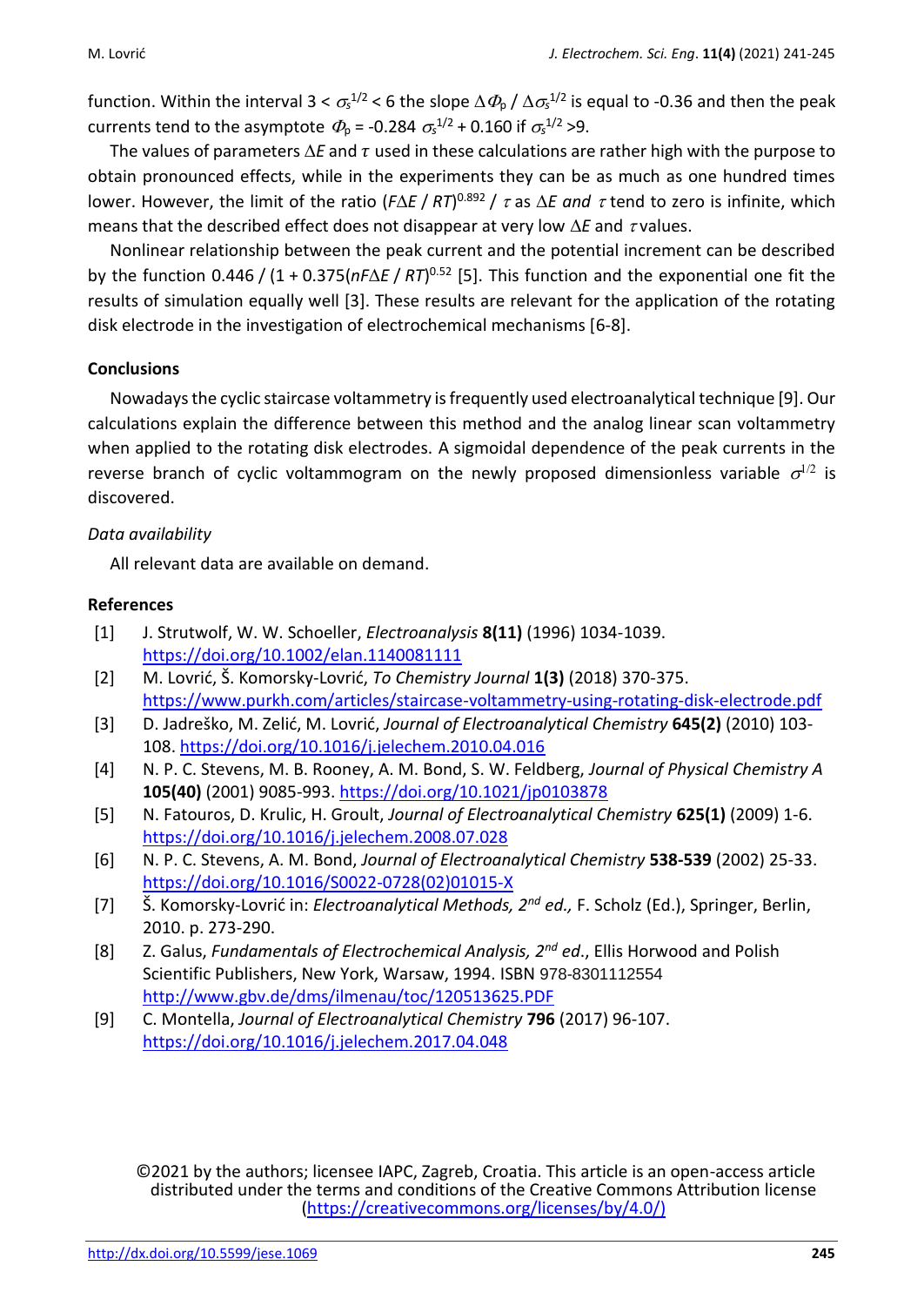function. Within the interval $3 < \sigma_s^{1/2} < 6$ the slope $\Delta\Phi_p / \Delta\sigma_s^{1/2}$ is equal to -0.36 and then the peak currents tend to the asymptote $\Phi_p = -0.284\ \sigma_s^{1/2} + 0.160$ if $\sigma_s^{1/2} > 9$.

The values of parameters $\Delta E$ and $\tau$ used in these calculations are rather high with the purpose to obtain pronounced effects, while in the experiments they can be as much as one hundred times lower. However, the limit of the ratio $(F\Delta E / RT)^{0.892} / \tau$ as $\Delta E$ *and* $\tau$ tend to zero is infinite, which means that the described effect does not disappear at very low $\Delta E$ and $\tau$ values.

Nonlinear relationship between the peak current and the potential increment can be described by the function $0.446 / (1 + 0.375(nF\Delta E / RT)^{0.52}$ [5]. This function and the exponential one fit the results of simulation equally well [3]. These results are relevant for the application of the rotating disk electrode in the investigation of electrochemical mechanisms [6-8].

## Conclusions

Nowadays the cyclic staircase voltammetry is frequently used electroanalytical technique [9]. Our calculations explain the difference between this method and the analog linear scan voltammetry when applied to the rotating disk electrodes. A sigmoidal dependence of the peak currents in the reverse branch of cyclic voltammogram on the newly proposed dimensionless variable $\sigma^{1/2}$ is discovered.

*Data availability*

All relevant data are available on demand.

## References

[1] J. Strutwolf, W. W. Schoeller, *Electroanalysis* **8(11)** (1996) 1034-1039. https://doi.org/10.1002/elan.1140081111

[2] M. Lovrić, Š. Komorsky-Lovrić, *To Chemistry Journal* **1(3)** (2018) 370-375. https://www.purkh.com/articles/staircase-voltammetry-using-rotating-disk-electrode.pdf

[3] D. Jadreško, M. Zelić, M. Lovrić, *Journal of Electroanalytical Chemistry* **645(2)** (2010) 103-108. https://doi.org/10.1016/j.jelechem.2010.04.016

[4] N. P. C. Stevens, M. B. Rooney, A. M. Bond, S. W. Feldberg, *Journal of Physical Chemistry A* **105(40)** (2001) 9085-993. https://doi.org/10.1021/jp0103878

[5] N. Fatouros, D. Krulic, H. Groult, *Journal of Electroanalytical Chemistry* **625(1)** (2009) 1-6. https://doi.org/10.1016/j.jelechem.2008.07.028

[6] N. P. C. Stevens, A. M. Bond, *Journal of Electroanalytical Chemistry* **538-539** (2002) 25-33. https://doi.org/10.1016/S0022-0728(02)01015-X

[7] Š. Komorsky-Lovrić in: *Electroanalytical Methods, 2nd ed.,* F. Scholz (Ed.), Springer, Berlin, 2010. p. 273-290.

[8] Z. Galus, *Fundamentals of Electrochemical Analysis, 2nd ed*., Ellis Horwood and Polish Scientific Publishers, New York, Warsaw, 1994. ISBN 978-8301112554 http://www.gbv.de/dms/ilmenau/toc/120513625.PDF

[9] C. Montella, *Journal of Electroanalytical Chemistry* **796** (2017) 96-107. https://doi.org/10.1016/j.jelechem.2017.04.048

©2021 by the authors; licensee IAPC, Zagreb, Croatia. This article is an open-access article distributed under the terms and conditions of the Creative Commons Attribution license (https://creativecommons.org/licenses/by/4.0/)